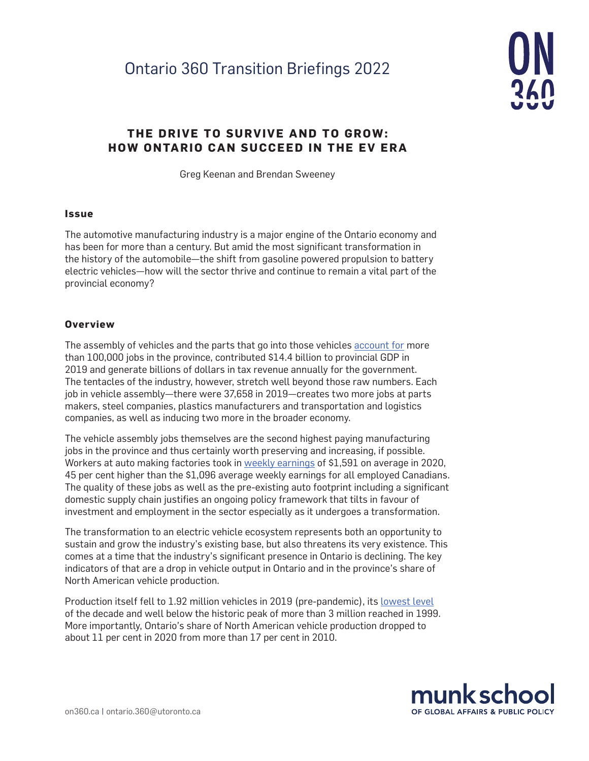Ontario 360 Transition Briefings 2022

# THE DRIVE TO SURVIVE AND TO GROW: HOW ONTARIO CAN SUCCEED IN THE EV ERA

Greg Keenan and Brendan Sweeney

## Issue

The automotive manufacturing industry is a major engine of the Ontario economy and has been for more than a century. But amid the most significant transformation in the history of the automobile—the shift from gasoline powered propulsion to battery electric vehicles—how will the sector thrive and continue to remain a vital part of the provincial economy?

## Overview

The assembly of vehicles and the parts that go into those vehicles account for more than 100,000 jobs in the province, contributed $14.4 billion to provincial GDP in 2019 and generate billions of dollars in tax revenue annually for the government. The tentacles of the industry, however, stretch well beyond those raw numbers. Each job in vehicle assembly—there were 37,658 in 2019—creates two more jobs at parts makers, steel companies, plastics manufacturers and transportation and logistics companies, as well as inducing two more in the broader economy.

The vehicle assembly jobs themselves are the second highest paying manufacturing jobs in the province and thus certainly worth preserving and increasing, if possible. Workers at auto making factories took in weekly earnings of $1,591 on average in 2020, 45 per cent higher than the $1,096 average weekly earnings for all employed Canadians. The quality of these jobs as well as the pre-existing auto footprint including a significant domestic supply chain justifies an ongoing policy framework that tilts in favour of investment and employment in the sector especially as it undergoes a transformation.

The transformation to an electric vehicle ecosystem represents both an opportunity to sustain and grow the industry's existing base, but also threatens its very existence. This comes at a time that the industry's significant presence in Ontario is declining. The key indicators of that are a drop in vehicle output in Ontario and in the province's share of North American vehicle production.

Production itself fell to 1.92 million vehicles in 2019 (pre-pandemic), its lowest level of the decade and well below the historic peak of more than 3 million reached in 1999. More importantly, Ontario's share of North American vehicle production dropped to about 11 per cent in 2020 from more than 17 per cent in 2010.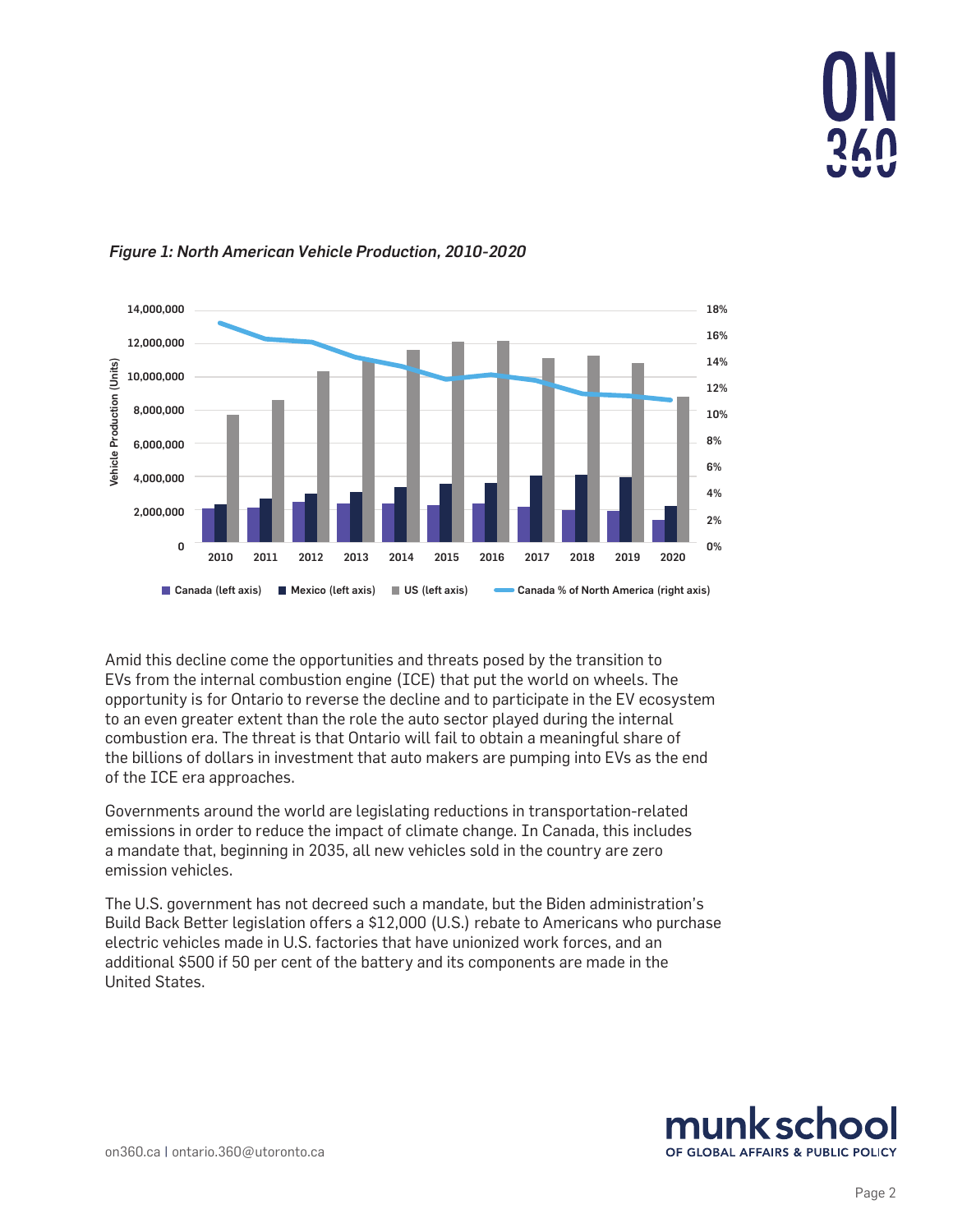*Figure 1: North American Vehicle Production, 2010-2020*

Amid this decline come the opportunities and threats posed by the transition to EVs from the internal combustion engine (ICE) that put the world on wheels. The opportunity is for Ontario to reverse the decline and to participate in the EV ecosystem to an even greater extent than the role the auto sector played during the internal combustion era. The threat is that Ontario will fail to obtain a meaningful share of the billions of dollars in investment that auto makers are pumping into EVs as the end of the ICE era approaches.

Governments around the world are legislating reductions in transportation-related emissions in order to reduce the impact of climate change. In Canada, this includes a mandate that, beginning in 2035, all new vehicles sold in the country are zero emission vehicles.

The U.S. government has not decreed such a mandate, but the Biden administration's Build Back Better legislation offers a $12,000 (U.S.) rebate to Americans who purchase electric vehicles made in U.S. factories that have unionized work forces, and an additional $500 if 50 per cent of the battery and its components are made in the United States.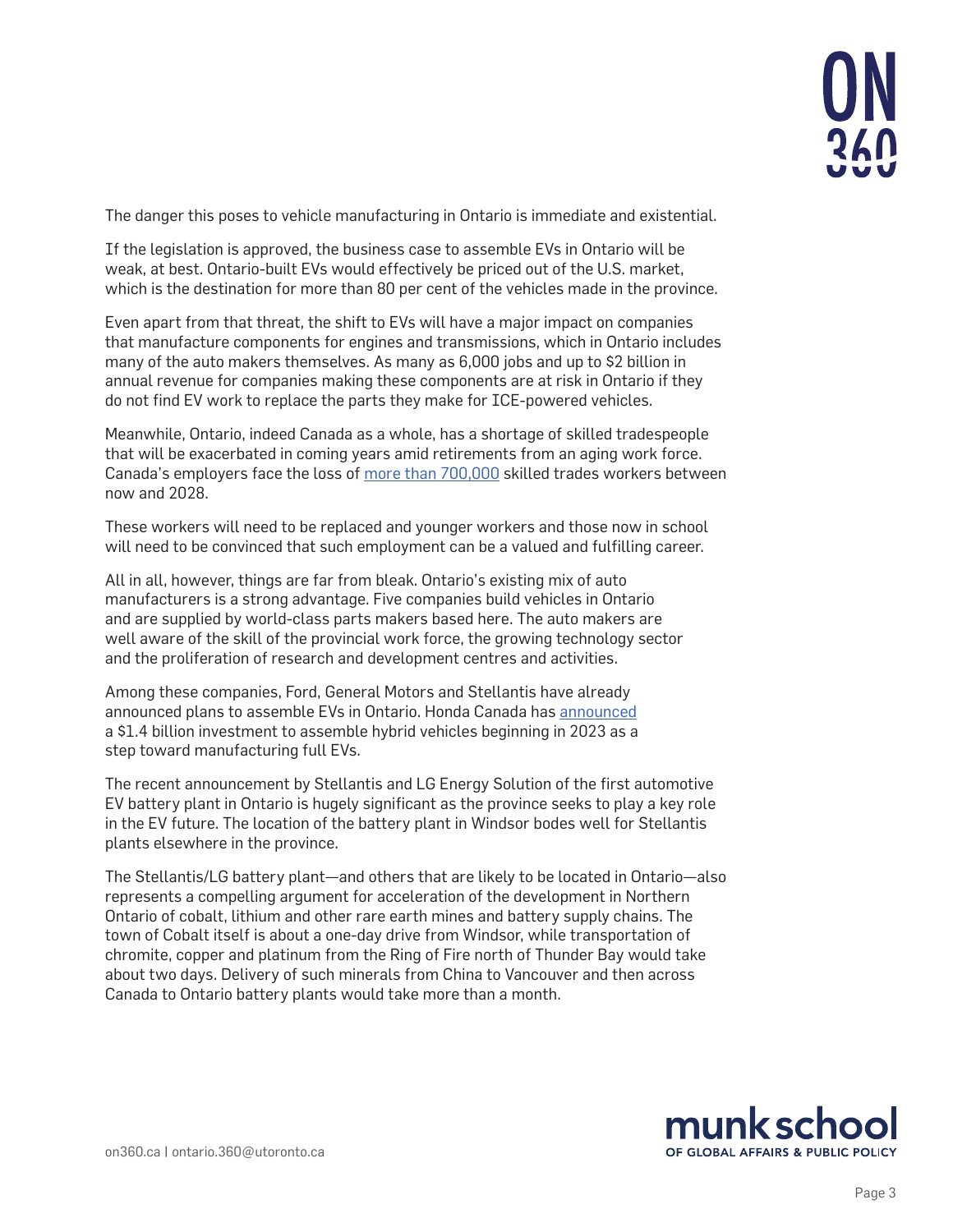The danger this poses to vehicle manufacturing in Ontario is immediate and existential.

If the legislation is approved, the business case to assemble EVs in Ontario will be weak, at best. Ontario-built EVs would effectively be priced out of the U.S. market, which is the destination for more than 80 per cent of the vehicles made in the province.

Even apart from that threat, the shift to EVs will have a major impact on companies that manufacture components for engines and transmissions, which in Ontario includes many of the auto makers themselves. As many as 6,000 jobs and up to $2 billion in annual revenue for companies making these components are at risk in Ontario if they do not find EV work to replace the parts they make for ICE-powered vehicles.

Meanwhile, Ontario, indeed Canada as a whole, has a shortage of skilled tradespeople that will be exacerbated in coming years amid retirements from an aging work force. Canada's employers face the loss of more than 700,000 skilled trades workers between now and 2028.

These workers will need to be replaced and younger workers and those now in school will need to be convinced that such employment can be a valued and fulfilling career.

All in all, however, things are far from bleak. Ontario's existing mix of auto manufacturers is a strong advantage. Five companies build vehicles in Ontario and are supplied by world-class parts makers based here. The auto makers are well aware of the skill of the provincial work force, the growing technology sector and the proliferation of research and development centres and activities.

Among these companies, Ford, General Motors and Stellantis have already announced plans to assemble EVs in Ontario. Honda Canada has announced a $1.4 billion investment to assemble hybrid vehicles beginning in 2023 as a step toward manufacturing full EVs.

The recent announcement by Stellantis and LG Energy Solution of the first automotive EV battery plant in Ontario is hugely significant as the province seeks to play a key role in the EV future. The location of the battery plant in Windsor bodes well for Stellantis plants elsewhere in the province.

The Stellantis/LG battery plant—and others that are likely to be located in Ontario—also represents a compelling argument for acceleration of the development in Northern Ontario of cobalt, lithium and other rare earth mines and battery supply chains. The town of Cobalt itself is about a one-day drive from Windsor, while transportation of chromite, copper and platinum from the Ring of Fire north of Thunder Bay would take about two days. Delivery of such minerals from China to Vancouver and then across Canada to Ontario battery plants would take more than a month.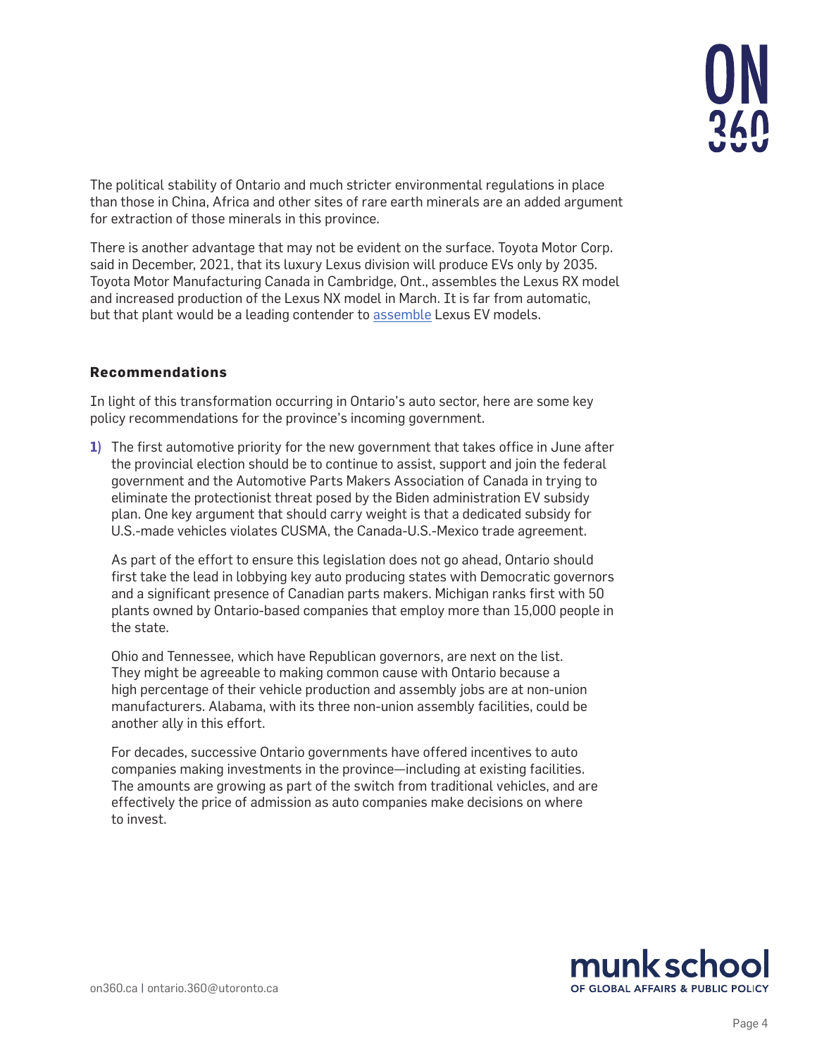The political stability of Ontario and much stricter environmental regulations in place than those in China, Africa and other sites of rare earth minerals are an added argument for extraction of those minerals in this province.

There is another advantage that may not be evident on the surface. Toyota Motor Corp. said in December, 2021, that its luxury Lexus division will produce EVs only by 2035. Toyota Motor Manufacturing Canada in Cambridge, Ont., assembles the Lexus RX model and increased production of the Lexus NX model in March. It is far from automatic, but that plant would be a leading contender to assemble Lexus EV models.

## Recommendations

In light of this transformation occurring in Ontario's auto sector, here are some key policy recommendations for the province's incoming government.

1) The first automotive priority for the new government that takes office in June after the provincial election should be to continue to assist, support and join the federal government and the Automotive Parts Makers Association of Canada in trying to eliminate the protectionist threat posed by the Biden administration EV subsidy plan. One key argument that should carry weight is that a dedicated subsidy for U.S.-made vehicles violates CUSMA, the Canada-U.S.-Mexico trade agreement.

   As part of the effort to ensure this legislation does not go ahead, Ontario should first take the lead in lobbying key auto producing states with Democratic governors and a significant presence of Canadian parts makers. Michigan ranks first with 50 plants owned by Ontario-based companies that employ more than 15,000 people in the state.

   Ohio and Tennessee, which have Republican governors, are next on the list. They might be agreeable to making common cause with Ontario because a high percentage of their vehicle production and assembly jobs are at non-union manufacturers. Alabama, with its three non-union assembly facilities, could be another ally in this effort.

   For decades, successive Ontario governments have offered incentives to auto companies making investments in the province—including at existing facilities. The amounts are growing as part of the switch from traditional vehicles, and are effectively the price of admission as auto companies make decisions on where to invest.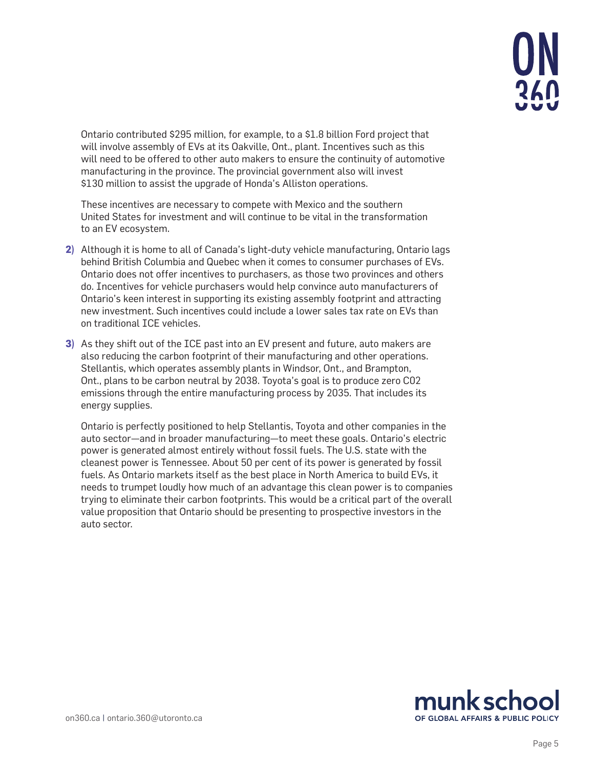Ontario contributed $295 million, for example, to a $1.8 billion Ford project that will involve assembly of EVs at its Oakville, Ont., plant. Incentives such as this will need to be offered to other auto makers to ensure the continuity of automotive manufacturing in the province. The provincial government also will invest $130 million to assist the upgrade of Honda's Alliston operations.

These incentives are necessary to compete with Mexico and the southern United States for investment and will continue to be vital in the transformation to an EV ecosystem.

2) Although it is home to all of Canada's light-duty vehicle manufacturing, Ontario lags behind British Columbia and Quebec when it comes to consumer purchases of EVs. Ontario does not offer incentives to purchasers, as those two provinces and others do. Incentives for vehicle purchasers would help convince auto manufacturers of Ontario's keen interest in supporting its existing assembly footprint and attracting new investment. Such incentives could include a lower sales tax rate on EVs than on traditional ICE vehicles.

3) As they shift out of the ICE past into an EV present and future, auto makers are also reducing the carbon footprint of their manufacturing and other operations. Stellantis, which operates assembly plants in Windsor, Ont., and Brampton, Ont., plans to be carbon neutral by 2038. Toyota's goal is to produce zero $CO_2$ emissions through the entire manufacturing process by 2035. That includes its energy supplies.

   Ontario is perfectly positioned to help Stellantis, Toyota and other companies in the auto sector—and in broader manufacturing—to meet these goals. Ontario's electric power is generated almost entirely without fossil fuels. The U.S. state with the cleanest power is Tennessee. About 50 per cent of its power is generated by fossil fuels. As Ontario markets itself as the best place in North America to build EVs, it needs to trumpet loudly how much of an advantage this clean power is to companies trying to eliminate their carbon footprints. This would be a critical part of the overall value proposition that Ontario should be presenting to prospective investors in the auto sector.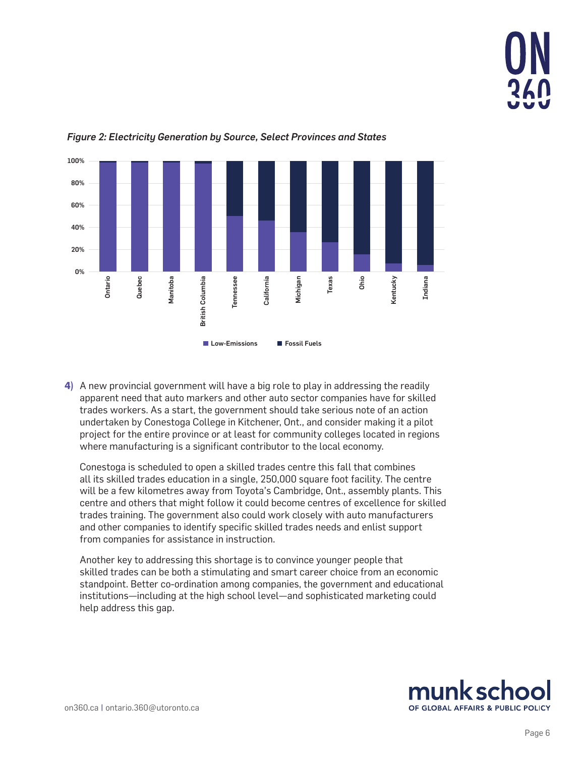*Figure 2: Electricity Generation by Source, Select Provinces and States*

**4)** A new provincial government will have a big role to play in addressing the readily apparent need that auto markers and other auto sector companies have for skilled trades workers. As a start, the government should take serious note of an action undertaken by Conestoga College in Kitchener, Ont., and consider making it a pilot project for the entire province or at least for community colleges located in regions where manufacturing is a significant contributor to the local economy.

Conestoga is scheduled to open a skilled trades centre this fall that combines all its skilled trades education in a single, 250,000 square foot facility. The centre will be a few kilometres away from Toyota's Cambridge, Ont., assembly plants. This centre and others that might follow it could become centres of excellence for skilled trades training. The government also could work closely with auto manufacturers and other companies to identify specific skilled trades needs and enlist support from companies for assistance in instruction.

Another key to addressing this shortage is to convince younger people that skilled trades can be both a stimulating and smart career choice from an economic standpoint. Better co-ordination among companies, the government and educational institutions—including at the high school level—and sophisticated marketing could help address this gap.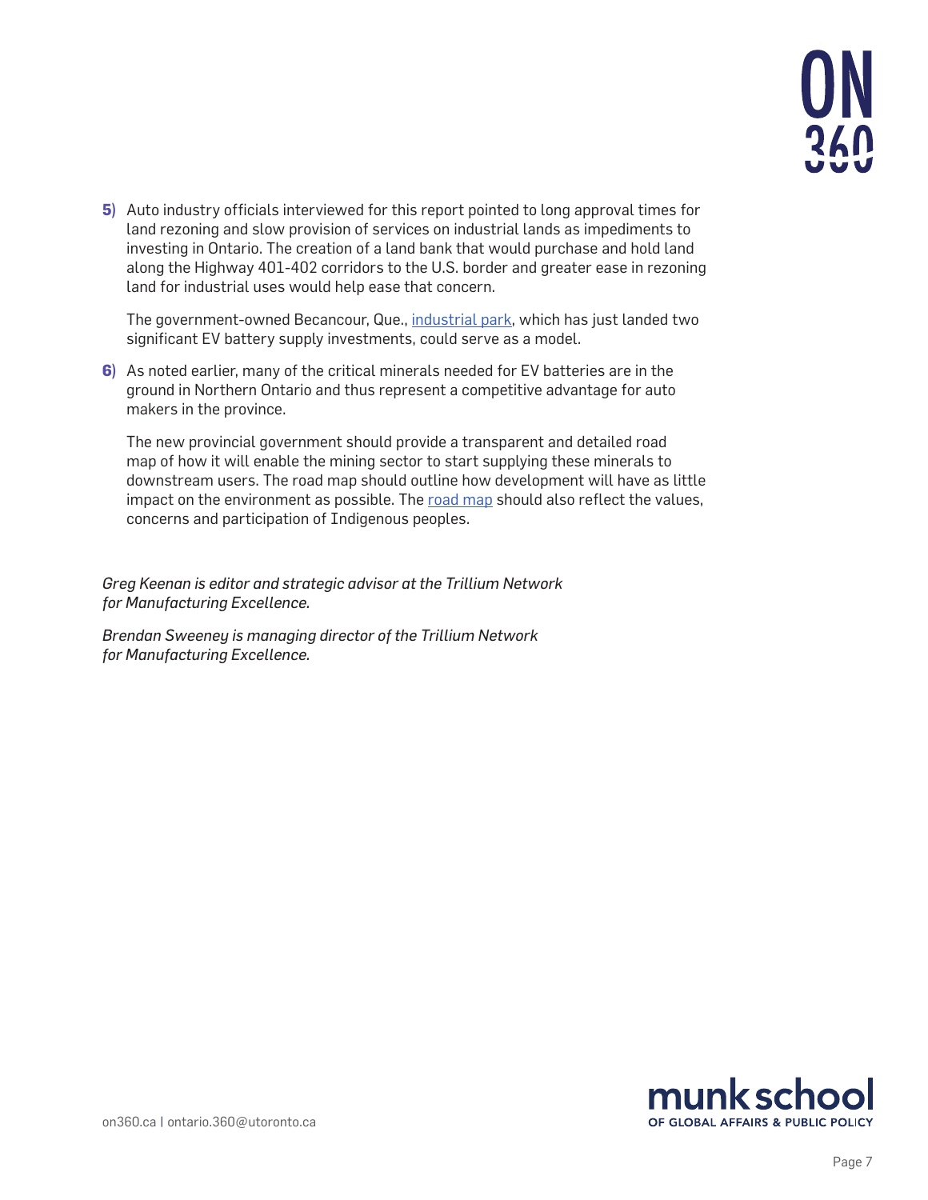**5)** Auto industry officials interviewed for this report pointed to long approval times for land rezoning and slow provision of services on industrial lands as impediments to investing in Ontario. The creation of a land bank that would purchase and hold land along the Highway 401-402 corridors to the U.S. border and greater ease in rezoning land for industrial uses would help ease that concern.

The government-owned Becancour, Que., industrial park, which has just landed two significant EV battery supply investments, could serve as a model.

**6)** As noted earlier, many of the critical minerals needed for EV batteries are in the ground in Northern Ontario and thus represent a competitive advantage for auto makers in the province.

The new provincial government should provide a transparent and detailed road map of how it will enable the mining sector to start supplying these minerals to downstream users. The road map should outline how development will have as little impact on the environment as possible. The road map should also reflect the values, concerns and participation of Indigenous peoples.

*Greg Keenan is editor and strategic advisor at the Trillium Network for Manufacturing Excellence.*

*Brendan Sweeney is managing director of the Trillium Network for Manufacturing Excellence.*

on360.ca | ontario.360@utoronto.ca